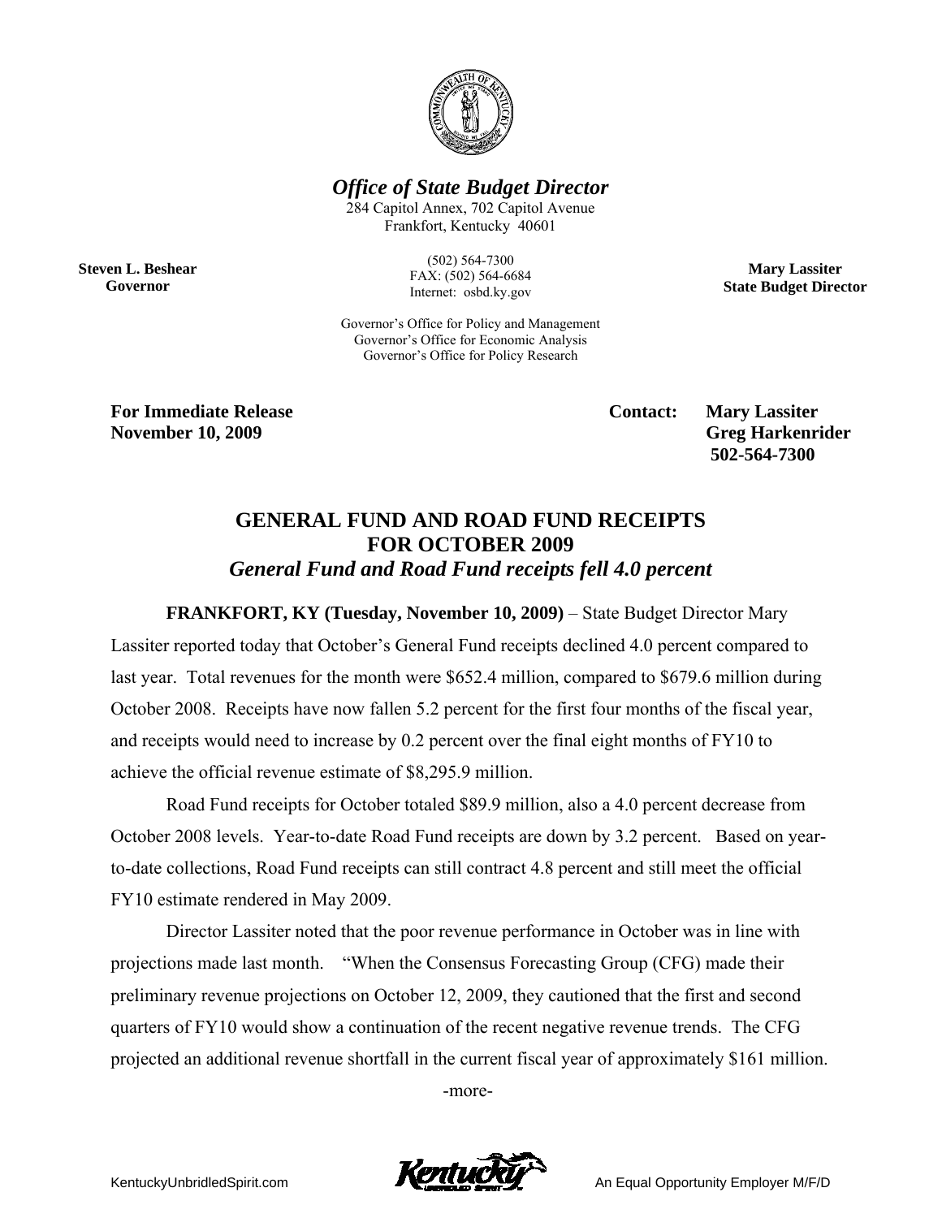***Office of State Budget Director***

284 Capitol Annex, 702 Capitol Avenue
Frankfort, Kentucky 40601

(502) 564-7300
FAX: (502) 564-6684
Internet: osbd.ky.gov

Governor's Office for Policy and Management
Governor's Office for Economic Analysis
Governor's Office for Policy Research

**Steven L. Beshear**
**Governor**

**Mary Lassiter**
**State Budget Director**

**For Immediate Release**
**November 10, 2009**

**Contact: Mary Lassiter**
**Greg Harkenrider**
**502-564-7300**

# GENERAL FUND AND ROAD FUND RECEIPTS FOR OCTOBER 2009

## *General Fund and Road Fund receipts fell 4.0 percent*

**FRANKFORT, KY (Tuesday, November 10, 2009)** – State Budget Director Mary Lassiter reported today that October's General Fund receipts declined 4.0 percent compared to last year. Total revenues for the month were $652.4 million, compared to $679.6 million during October 2008. Receipts have now fallen 5.2 percent for the first four months of the fiscal year, and receipts would need to increase by 0.2 percent over the final eight months of FY10 to achieve the official revenue estimate of $8,295.9 million.

Road Fund receipts for October totaled $89.9 million, also a 4.0 percent decrease from October 2008 levels. Year-to-date Road Fund receipts are down by 3.2 percent. Based on year-to-date collections, Road Fund receipts can still contract 4.8 percent and still meet the official FY10 estimate rendered in May 2009.

Director Lassiter noted that the poor revenue performance in October was in line with projections made last month. "When the Consensus Forecasting Group (CFG) made their preliminary revenue projections on October 12, 2009, they cautioned that the first and second quarters of FY10 would show a continuation of the recent negative revenue trends. The CFG projected an additional revenue shortfall in the current fiscal year of approximately $161 million.

-more-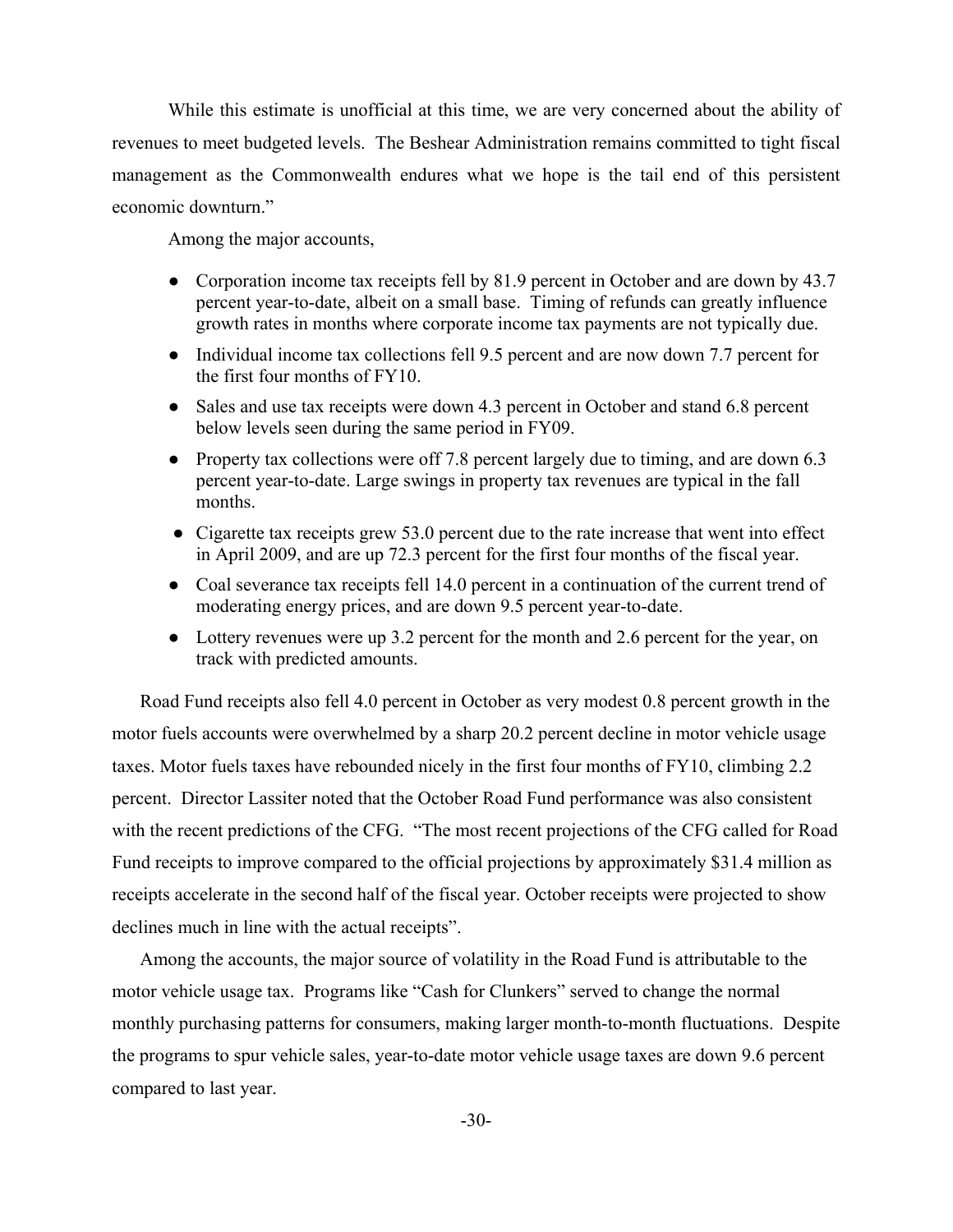While this estimate is unofficial at this time, we are very concerned about the ability of revenues to meet budgeted levels. The Beshear Administration remains committed to tight fiscal management as the Commonwealth endures what we hope is the tail end of this persistent economic downturn."

Among the major accounts,

- Corporation income tax receipts fell by 81.9 percent in October and are down by 43.7 percent year-to-date, albeit on a small base. Timing of refunds can greatly influence growth rates in months where corporate income tax payments are not typically due.
- Individual income tax collections fell 9.5 percent and are now down 7.7 percent for the first four months of FY10.
- Sales and use tax receipts were down 4.3 percent in October and stand 6.8 percent below levels seen during the same period in FY09.
- Property tax collections were off 7.8 percent largely due to timing, and are down 6.3 percent year-to-date. Large swings in property tax revenues are typical in the fall months.
- Cigarette tax receipts grew 53.0 percent due to the rate increase that went into effect in April 2009, and are up 72.3 percent for the first four months of the fiscal year.
- Coal severance tax receipts fell 14.0 percent in a continuation of the current trend of moderating energy prices, and are down 9.5 percent year-to-date.
- Lottery revenues were up 3.2 percent for the month and 2.6 percent for the year, on track with predicted amounts.

Road Fund receipts also fell 4.0 percent in October as very modest 0.8 percent growth in the motor fuels accounts were overwhelmed by a sharp 20.2 percent decline in motor vehicle usage taxes. Motor fuels taxes have rebounded nicely in the first four months of FY10, climbing 2.2 percent. Director Lassiter noted that the October Road Fund performance was also consistent with the recent predictions of the CFG. "The most recent projections of the CFG called for Road Fund receipts to improve compared to the official projections by approximately $31.4 million as receipts accelerate in the second half of the fiscal year. October receipts were projected to show declines much in line with the actual receipts".

Among the accounts, the major source of volatility in the Road Fund is attributable to the motor vehicle usage tax. Programs like "Cash for Clunkers" served to change the normal monthly purchasing patterns for consumers, making larger month-to-month fluctuations. Despite the programs to spur vehicle sales, year-to-date motor vehicle usage taxes are down 9.6 percent compared to last year.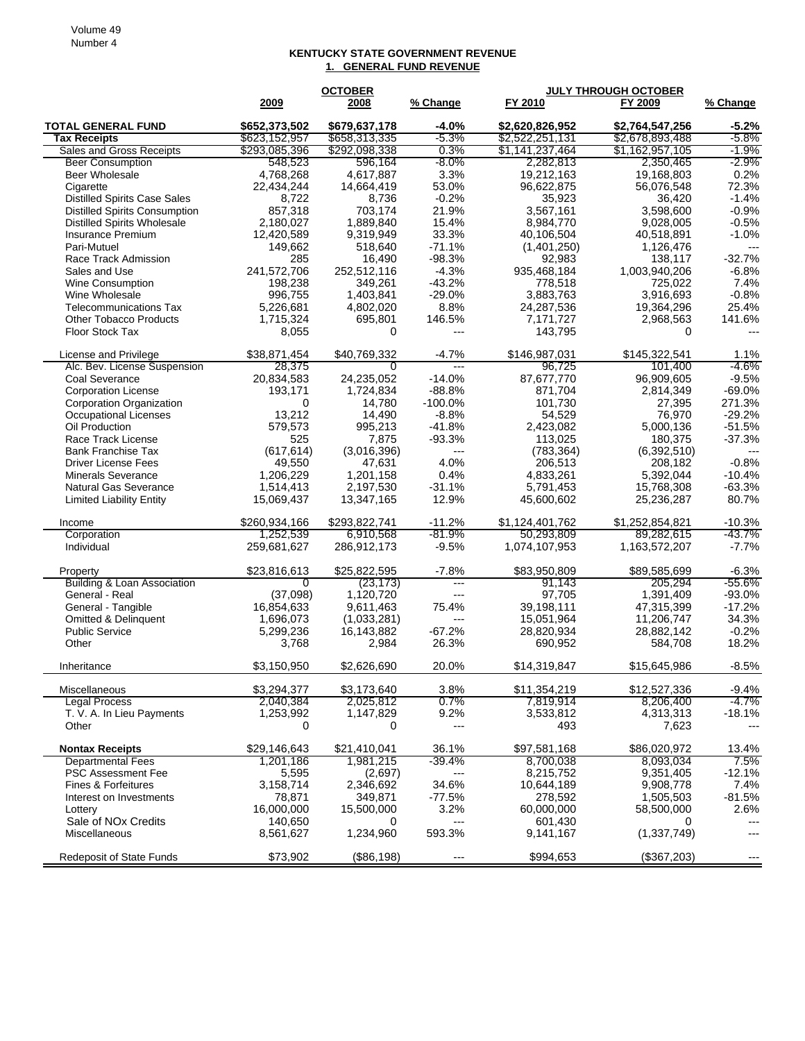# KENTUCKY STATE GOVERNMENT REVENUE

## 1. GENERAL FUND REVENUE

| | OCTOBER | | | JULY THROUGH OCTOBER | | |
|---|---|---|---|---|---|---|
| | 2009 | 2008 | % Change | FY 2010 | FY 2009 | % Change |
| **TOTAL GENERAL FUND** | **$652,373,502** | **$679,637,178** | **-4.0%** | **$2,620,826,952** | **$2,764,547,256** | **-5.2%** |
| **Tax Receipts** | $623,152,957 | $658,313,335 | -5.3% | $2,522,251,131 | $2,678,893,488 | -5.8% |
| Sales and Gross Receipts | $293,085,396 | $292,098,338 | 0.3% | $1,141,237,464 | $1,162,957,105 | -1.9% |
| Beer Consumption | 548,523 | 596,164 | -8.0% | 2,282,813 | 2,350,465 | -2.9% |
| Beer Wholesale | 4,768,268 | 4,617,887 | 3.3% | 19,212,163 | 19,168,803 | 0.2% |
| Cigarette | 22,434,244 | 14,664,419 | 53.0% | 96,622,875 | 56,076,548 | 72.3% |
| Distilled Spirits Case Sales | 8,722 | 8,736 | -0.2% | 35,923 | 36,420 | -1.4% |
| Distilled Spirits Consumption | 857,318 | 703,174 | 21.9% | 3,567,161 | 3,598,600 | -0.9% |
| Distilled Spirits Wholesale | 2,180,027 | 1,889,840 | 15.4% | 8,984,770 | 9,028,005 | -0.5% |
| Insurance Premium | 12,420,589 | 9,319,949 | 33.3% | 40,106,504 | 40,518,891 | -1.0% |
| Pari-Mutuel | 149,662 | 518,640 | -71.1% | (1,401,250) | 1,126,476 | --- |
| Race Track Admission | 285 | 16,490 | -98.3% | 92,983 | 138,117 | -32.7% |
| Sales and Use | 241,572,706 | 252,512,116 | -4.3% | 935,468,184 | 1,003,940,206 | -6.8% |
| Wine Consumption | 198,238 | 349,261 | -43.2% | 778,518 | 725,022 | 7.4% |
| Wine Wholesale | 996,755 | 1,403,841 | -29.0% | 3,883,763 | 3,916,693 | -0.8% |
| Telecommunications Tax | 5,226,681 | 4,802,020 | 8.8% | 24,287,536 | 19,364,296 | 25.4% |
| Other Tobacco Products | 1,715,324 | 695,801 | 146.5% | 7,171,727 | 2,968,563 | 141.6% |
| Floor Stock Tax | 8,055 | 0 | --- | 143,795 | 0 | --- |
| License and Privilege | $38,871,454 | $40,769,332 | -4.7% | $146,987,031 | $145,322,541 | 1.1% |
| Alc. Bev. License Suspension | 28,375 | 0 | --- | 96,725 | 101,400 | -4.6% |
| Coal Severance | 20,834,583 | 24,235,052 | -14.0% | 87,677,770 | 96,909,605 | -9.5% |
| Corporation License | 193,171 | 1,724,834 | -88.8% | 871,704 | 2,814,349 | -69.0% |
| Corporation Organization | 0 | 14,780 | -100.0% | 101,730 | 27,395 | 271.3% |
| Occupational Licenses | 13,212 | 14,490 | -8.8% | 54,529 | 76,970 | -29.2% |
| Oil Production | 579,573 | 995,213 | -41.8% | 2,423,082 | 5,000,136 | -51.5% |
| Race Track License | 525 | 7,875 | -93.3% | 113,025 | 180,375 | -37.3% |
| Bank Franchise Tax | (617,614) | (3,016,396) | --- | (783,364) | (6,392,510) | --- |
| Driver License Fees | 49,550 | 47,631 | 4.0% | 206,513 | 208,182 | -0.8% |
| Minerals Severance | 1,206,229 | 1,201,158 | 0.4% | 4,833,261 | 5,392,044 | -10.4% |
| Natural Gas Severance | 1,514,413 | 2,197,530 | -31.1% | 5,791,453 | 15,768,308 | -63.3% |
| Limited Liability Entity | 15,069,437 | 13,347,165 | 12.9% | 45,600,602 | 25,236,287 | 80.7% |
| Income | $260,934,166 | $293,822,741 | -11.2% | $1,124,401,762 | $1,252,854,821 | -10.3% |
| Corporation | 1,252,539 | 6,910,568 | -81.9% | 50,293,809 | 89,282,615 | -43.7% |
| Individual | 259,681,627 | 286,912,173 | -9.5% | 1,074,107,953 | 1,163,572,207 | -7.7% |
| Property | $23,816,613 | $25,822,595 | -7.8% | $83,950,809 | $89,585,699 | -6.3% |
| Building & Loan Association | 0 | (23,173) | --- | 91,143 | 205,294 | -55.6% |
| General - Real | (37,098) | 1,120,720 | --- | 97,705 | 1,391,409 | -93.0% |
| General - Tangible | 16,854,633 | 9,611,463 | 75.4% | 39,198,111 | 47,315,399 | -17.2% |
| Omitted & Delinquent | 1,696,073 | (1,033,281) | --- | 15,051,964 | 11,206,747 | 34.3% |
| Public Service | 5,299,236 | 16,143,882 | -67.2% | 28,820,934 | 28,882,142 | -0.2% |
| Other | 3,768 | 2,984 | 26.3% | 690,952 | 584,708 | 18.2% |
| Inheritance | $3,150,950 | $2,626,690 | 20.0% | $14,319,847 | $15,645,986 | -8.5% |
| Miscellaneous | $3,294,377 | $3,173,640 | 3.8% | $11,354,219 | $12,527,336 | -9.4% |
| Legal Process | 2,040,384 | 2,025,812 | 0.7% | 7,819,914 | 8,206,400 | -4.7% |
| T. V. A. In Lieu Payments | 1,253,992 | 1,147,829 | 9.2% | 3,533,812 | 4,313,313 | -18.1% |
| Other | 0 | 0 | --- | 493 | 7,623 | --- |
| **Nontax Receipts** | $29,146,643 | $21,410,041 | 36.1% | $97,581,168 | $86,020,972 | 13.4% |
| Departmental Fees | 1,201,186 | 1,981,215 | -39.4% | 8,700,038 | 8,093,034 | 7.5% |
| PSC Assessment Fee | 5,595 | (2,697) | --- | 8,215,752 | 9,351,405 | -12.1% |
| Fines & Forfeitures | 3,158,714 | 2,346,692 | 34.6% | 10,644,189 | 9,908,778 | 7.4% |
| Interest on Investments | 78,871 | 349,871 | -77.5% | 278,592 | 1,505,503 | -81.5% |
| Lottery | 16,000,000 | 15,500,000 | 3.2% | 60,000,000 | 58,500,000 | 2.6% |
| Sale of NOx Credits | 140,650 | 0 | --- | 601,430 | 0 | --- |
| Miscellaneous | 8,561,627 | 1,234,960 | 593.3% | 9,141,167 | (1,337,749) | --- |
| Redeposit of State Funds | $73,902 | ($86,198) | --- | $994,653 | ($367,203) | --- |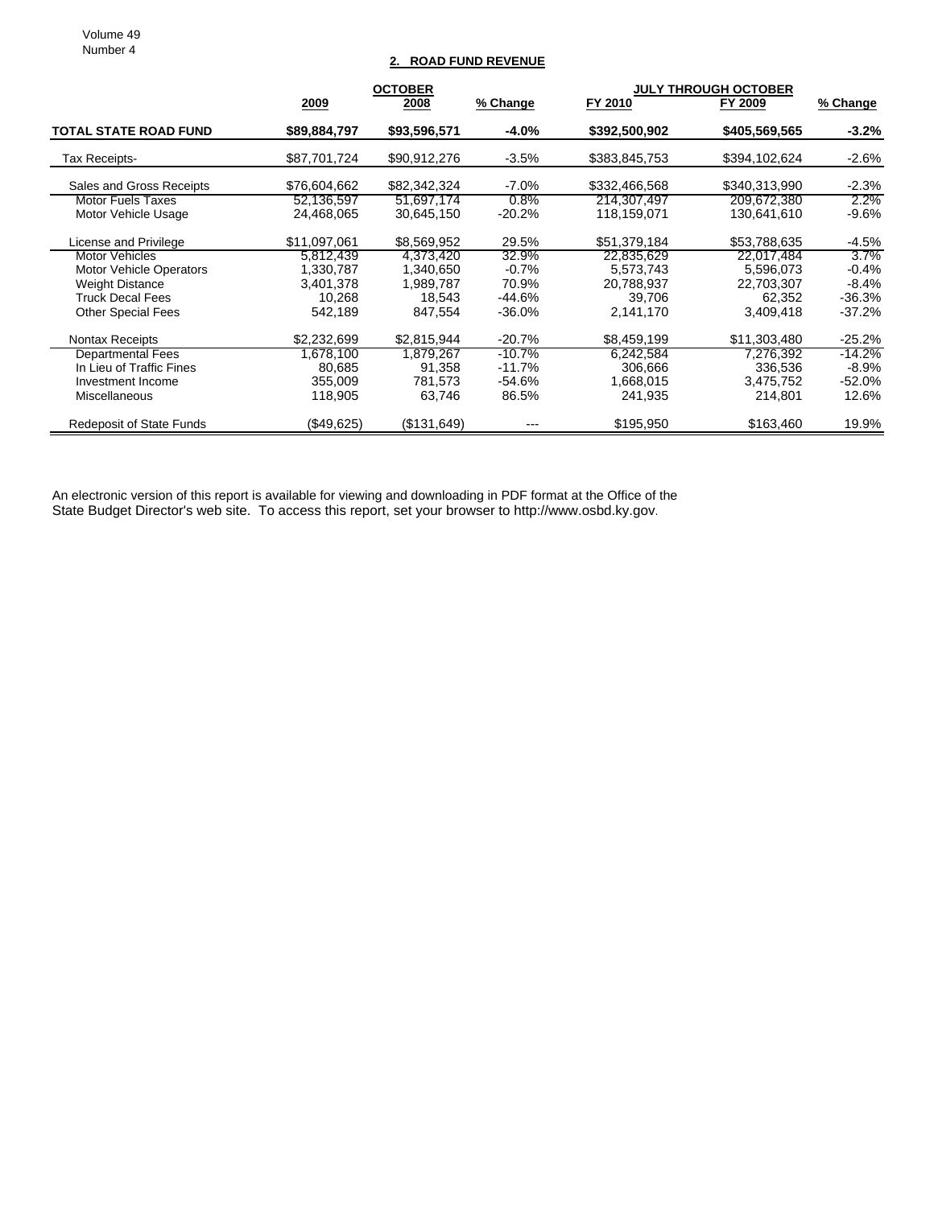## 2. ROAD FUND REVENUE

| | OCTOBER | | | JULY THROUGH OCTOBER | | |
|---|---|---|---|---|---|---|
| | 2009 | 2008 | % Change | FY 2010 | FY 2009 | % Change |
| **TOTAL STATE ROAD FUND** | **$89,884,797** | **$93,596,571** | **-4.0%** | **$392,500,902** | **$405,569,565** | **-3.2%** |
| Tax Receipts- | $87,701,724 | $90,912,276 | -3.5% | $383,845,753 | $394,102,624 | -2.6% |
| Sales and Gross Receipts | $76,604,662 | $82,342,324 | -7.0% | $332,466,568 | $340,313,990 | -2.3% |
| Motor Fuels Taxes | 52,136,597 | 51,697,174 | 0.8% | 214,307,497 | 209,672,380 | 2.2% |
| Motor Vehicle Usage | 24,468,065 | 30,645,150 | -20.2% | 118,159,071 | 130,641,610 | -9.6% |
| License and Privilege | $11,097,061 | $8,569,952 | 29.5% | $51,379,184 | $53,788,635 | -4.5% |
| Motor Vehicles | 5,812,439 | 4,373,420 | 32.9% | 22,835,629 | 22,017,484 | 3.7% |
| Motor Vehicle Operators | 1,330,787 | 1,340,650 | -0.7% | 5,573,743 | 5,596,073 | -0.4% |
| Weight Distance | 3,401,378 | 1,989,787 | 70.9% | 20,788,937 | 22,703,307 | -8.4% |
| Truck Decal Fees | 10,268 | 18,543 | -44.6% | 39,706 | 62,352 | -36.3% |
| Other Special Fees | 542,189 | 847,554 | -36.0% | 2,141,170 | 3,409,418 | -37.2% |
| Nontax Receipts | $2,232,699 | $2,815,944 | -20.7% | $8,459,199 | $11,303,480 | -25.2% |
| Departmental Fees | 1,678,100 | 1,879,267 | -10.7% | 6,242,584 | 7,276,392 | -14.2% |
| In Lieu of Traffic Fines | 80,685 | 91,358 | -11.7% | 306,666 | 336,536 | -8.9% |
| Investment Income | 355,009 | 781,573 | -54.6% | 1,668,015 | 3,475,752 | -52.0% |
| Miscellaneous | 118,905 | 63,746 | 86.5% | 241,935 | 214,801 | 12.6% |
| Redeposit of State Funds | ($49,625) | ($131,649) | --- | $195,950 | $163,460 | 19.9% |

An electronic version of this report is available for viewing and downloading in PDF format at the Office of the State Budget Director's web site. To access this report, set your browser to http://www.osbd.ky.gov.